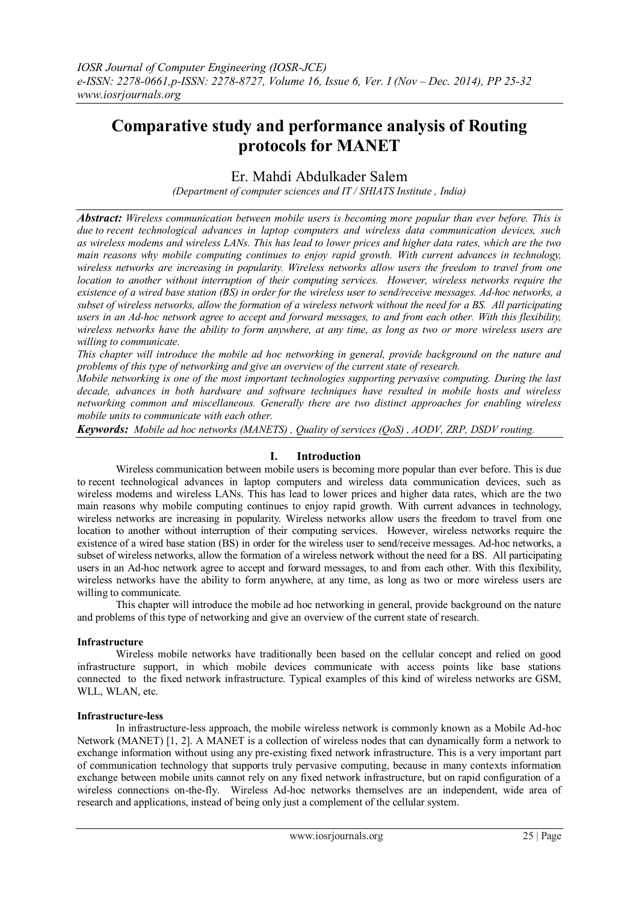# Comparative study and performance analysis of Routing protocols for MANET

Er. Mahdi Abdulkader Salem

*(Department of computer sciences and IT / SHIATS Institute , India)*

***Abstract:*** *Wireless communication between mobile users is becoming more popular than ever before. This is due to recent technological advances in laptop computers and wireless data communication devices, such as wireless modems and wireless LANs. This has lead to lower prices and higher data rates, which are the two main reasons why mobile computing continues to enjoy rapid growth. With current advances in technology, wireless networks are increasing in popularity. Wireless networks allow users the freedom to travel from one location to another without interruption of their computing services. However, wireless networks require the existence of a wired base station (BS) in order for the wireless user to send/receive messages. Ad-hoc networks, a subset of wireless networks, allow the formation of a wireless network without the need for a BS. All participating users in an Ad-hoc network agree to accept and forward messages, to and from each other. With this flexibility, wireless networks have the ability to form anywhere, at any time, as long as two or more wireless users are willing to communicate.*

*This chapter will introduce the mobile ad hoc networking in general, provide background on the nature and problems of this type of networking and give an overview of the current state of research.*

*Mobile networking is one of the most important technologies supporting pervasive computing. During the last decade, advances in both hardware and software techniques have resulted in mobile hosts and wireless networking common and miscellaneous. Generally there are two distinct approaches for enabling wireless mobile units to communicate with each other.*

***Keywords:*** *Mobile ad hoc networks (MANETS) , Quality of services (QoS) , AODV, ZRP, DSDV routing.*

## I. Introduction

Wireless communication between mobile users is becoming more popular than ever before. This is due to recent technological advances in laptop computers and wireless data communication devices, such as wireless modems and wireless LANs. This has lead to lower prices and higher data rates, which are the two main reasons why mobile computing continues to enjoy rapid growth. With current advances in technology, wireless networks are increasing in popularity. Wireless networks allow users the freedom to travel from one location to another without interruption of their computing services. However, wireless networks require the existence of a wired base station (BS) in order for the wireless user to send/receive messages. Ad-hoc networks, a subset of wireless networks, allow the formation of a wireless network without the need for a BS. All participating users in an Ad-hoc network agree to accept and forward messages, to and from each other. With this flexibility, wireless networks have the ability to form anywhere, at any time, as long as two or more wireless users are willing to communicate.

This chapter will introduce the mobile ad hoc networking in general, provide background on the nature and problems of this type of networking and give an overview of the current state of research.

### Infrastructure

Wireless mobile networks have traditionally been based on the cellular concept and relied on good infrastructure support, in which mobile devices communicate with access points like base stations connected to the fixed network infrastructure. Typical examples of this kind of wireless networks are GSM, WLL, WLAN, etc.

### Infrastructure-less

In infrastructure-less approach, the mobile wireless network is commonly known as a Mobile Ad-hoc Network (MANET) [1, 2]. A MANET is a collection of wireless nodes that can dynamically form a network to exchange information without using any pre-existing fixed network infrastructure. This is a very important part of communication technology that supports truly pervasive computing, because in many contexts information exchange between mobile units cannot rely on any fixed network infrastructure, but on rapid configuration of a wireless connections on-the-fly. Wireless Ad-hoc networks themselves are an independent, wide area of research and applications, instead of being only just a complement of the cellular system.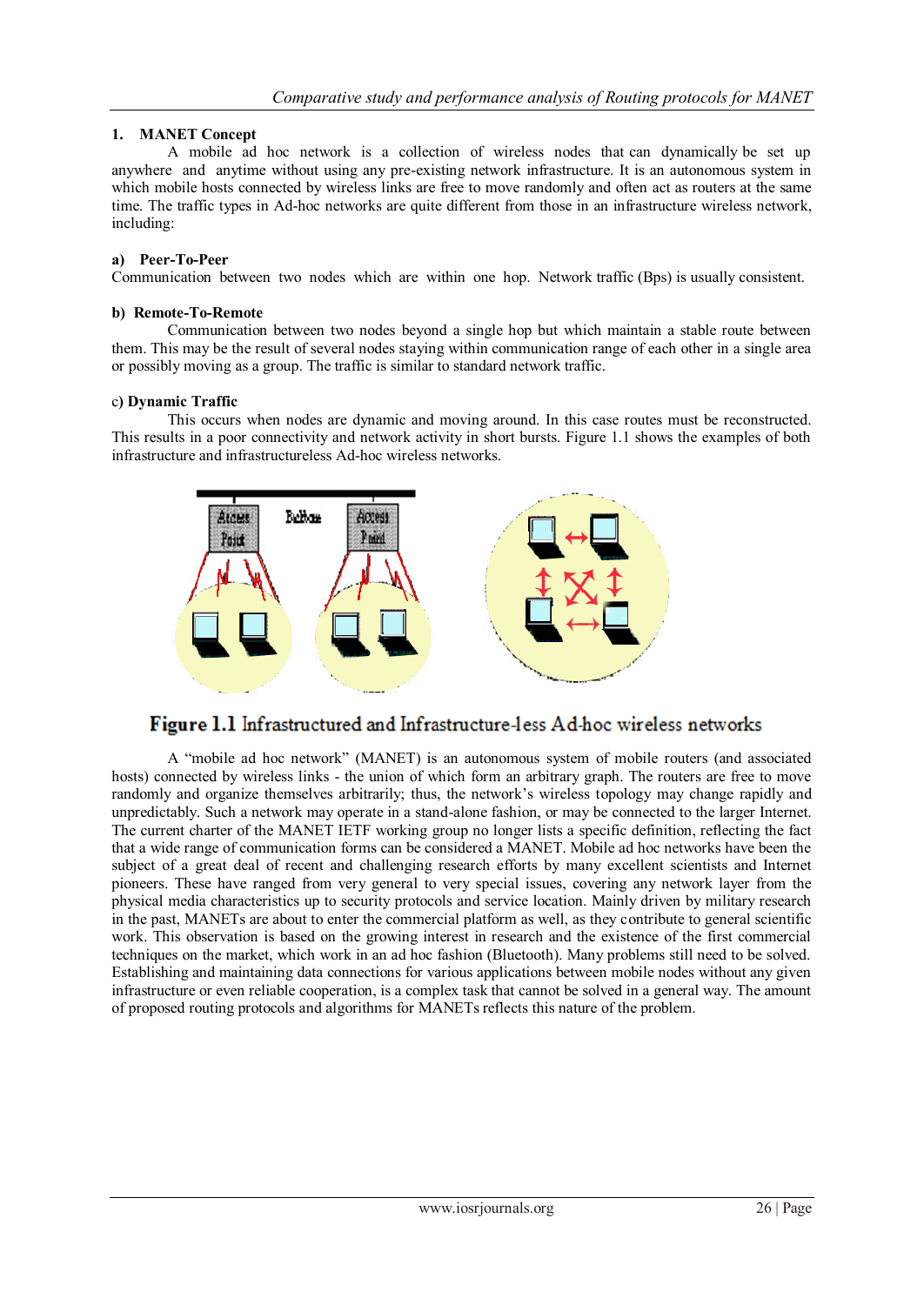## 1. MANET Concept

A mobile ad hoc network is a collection of wireless nodes that can dynamically be set up anywhere and anytime without using any pre-existing network infrastructure. It is an autonomous system in which mobile hosts connected by wireless links are free to move randomly and often act as routers at the same time. The traffic types in Ad-hoc networks are quite different from those in an infrastructure wireless network, including:

### a) Peer-To-Peer

Communication between two nodes which are within one hop. Network traffic (Bps) is usually consistent.

### b) Remote-To-Remote

Communication between two nodes beyond a single hop but which maintain a stable route between them. This may be the result of several nodes staying within communication range of each other in a single area or possibly moving as a group. The traffic is similar to standard network traffic.

### c) Dynamic Traffic

This occurs when nodes are dynamic and moving around. In this case routes must be reconstructed. This results in a poor connectivity and network activity in short bursts. Figure 1.1 shows the examples of both infrastructure and infrastructureless Ad-hoc wireless networks.

**Figure 1.1** Infrastructured and Infrastructure-less Ad-hoc wireless networks

A "mobile ad hoc network" (MANET) is an autonomous system of mobile routers (and associated hosts) connected by wireless links - the union of which form an arbitrary graph. The routers are free to move randomly and organize themselves arbitrarily; thus, the network's wireless topology may change rapidly and unpredictably. Such a network may operate in a stand-alone fashion, or may be connected to the larger Internet. The current charter of the MANET IETF working group no longer lists a specific definition, reflecting the fact that a wide range of communication forms can be considered a MANET. Mobile ad hoc networks have been the subject of a great deal of recent and challenging research efforts by many excellent scientists and Internet pioneers. These have ranged from very general to very special issues, covering any network layer from the physical media characteristics up to security protocols and service location. Mainly driven by military research in the past, MANETs are about to enter the commercial platform as well, as they contribute to general scientific work. This observation is based on the growing interest in research and the existence of the first commercial techniques on the market, which work in an ad hoc fashion (Bluetooth). Many problems still need to be solved. Establishing and maintaining data connections for various applications between mobile nodes without any given infrastructure or even reliable cooperation, is a complex task that cannot be solved in a general way. The amount of proposed routing protocols and algorithms for MANETs reflects this nature of the problem.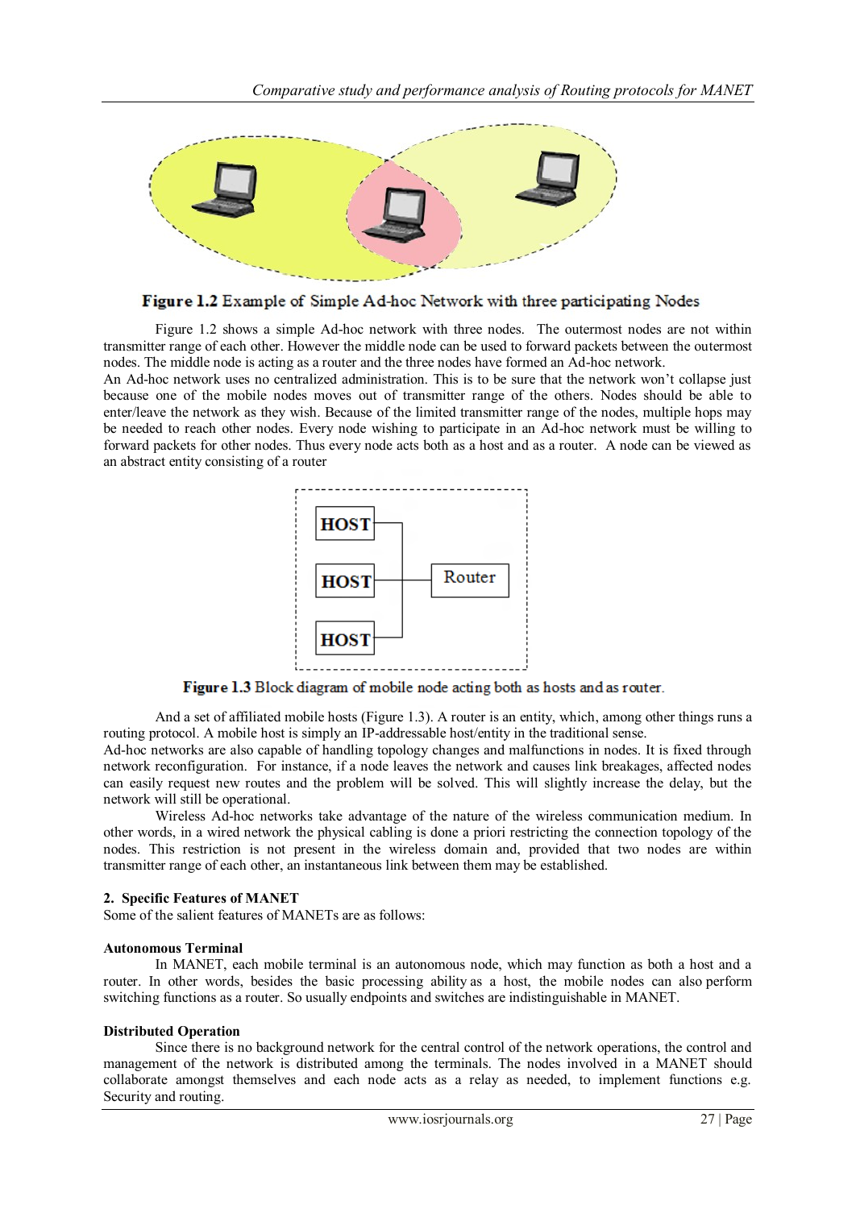Figure 1.2 Example of Simple Ad-hoc Network with three participating Nodes

Figure 1.2 shows a simple Ad-hoc network with three nodes. The outermost nodes are not within transmitter range of each other. However the middle node can be used to forward packets between the outermost nodes. The middle node is acting as a router and the three nodes have formed an Ad-hoc network.

An Ad-hoc network uses no centralized administration. This is to be sure that the network won't collapse just because one of the mobile nodes moves out of transmitter range of the others. Nodes should be able to enter/leave the network as they wish. Because of the limited transmitter range of the nodes, multiple hops may be needed to reach other nodes. Every node wishing to participate in an Ad-hoc network must be willing to forward packets for other nodes. Thus every node acts both as a host and as a router. A node can be viewed as an abstract entity consisting of a router

Figure 1.3 Block diagram of mobile node acting both as hosts and as router.

And a set of affiliated mobile hosts (Figure 1.3). A router is an entity, which, among other things runs a routing protocol. A mobile host is simply an IP-addressable host/entity in the traditional sense.

Ad-hoc networks are also capable of handling topology changes and malfunctions in nodes. It is fixed through network reconfiguration. For instance, if a node leaves the network and causes link breakages, affected nodes can easily request new routes and the problem will be solved. This will slightly increase the delay, but the network will still be operational.

Wireless Ad-hoc networks take advantage of the nature of the wireless communication medium. In other words, in a wired network the physical cabling is done a priori restricting the connection topology of the nodes. This restriction is not present in the wireless domain and, provided that two nodes are within transmitter range of each other, an instantaneous link between them may be established.

## 2. Specific Features of MANET

Some of the salient features of MANETs are as follows:

### Autonomous Terminal

In MANET, each mobile terminal is an autonomous node, which may function as both a host and a router. In other words, besides the basic processing ability as a host, the mobile nodes can also perform switching functions as a router. So usually endpoints and switches are indistinguishable in MANET.

### Distributed Operation

Since there is no background network for the central control of the network operations, the control and management of the network is distributed among the terminals. The nodes involved in a MANET should collaborate amongst themselves and each node acts as a relay as needed, to implement functions e.g. Security and routing.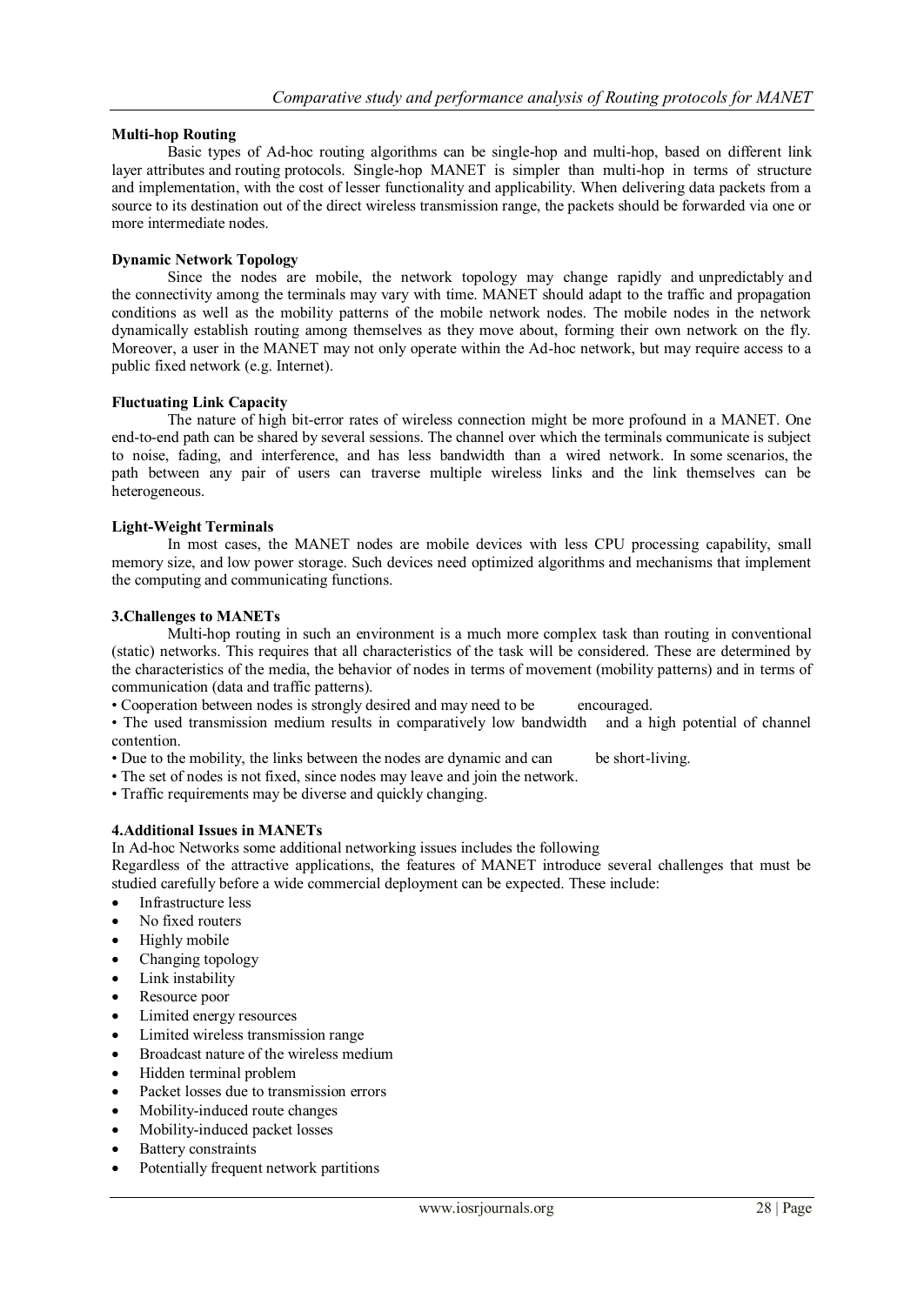**Multi-hop Routing**

Basic types of Ad-hoc routing algorithms can be single-hop and multi-hop, based on different link layer attributes and routing protocols. Single-hop MANET is simpler than multi-hop in terms of structure and implementation, with the cost of lesser functionality and applicability. When delivering data packets from a source to its destination out of the direct wireless transmission range, the packets should be forwarded via one or more intermediate nodes.

**Dynamic Network Topology**

Since the nodes are mobile, the network topology may change rapidly and unpredictably and the connectivity among the terminals may vary with time. MANET should adapt to the traffic and propagation conditions as well as the mobility patterns of the mobile network nodes. The mobile nodes in the network dynamically establish routing among themselves as they move about, forming their own network on the fly. Moreover, a user in the MANET may not only operate within the Ad-hoc network, but may require access to a public fixed network (e.g. Internet).

**Fluctuating Link Capacity**

The nature of high bit-error rates of wireless connection might be more profound in a MANET. One end-to-end path can be shared by several sessions. The channel over which the terminals communicate is subject to noise, fading, and interference, and has less bandwidth than a wired network. In some scenarios, the path between any pair of users can traverse multiple wireless links and the link themselves can be heterogeneous.

**Light-Weight Terminals**

In most cases, the MANET nodes are mobile devices with less CPU processing capability, small memory size, and low power storage. Such devices need optimized algorithms and mechanisms that implement the computing and communicating functions.

**3.Challenges to MANETs**

Multi-hop routing in such an environment is a much more complex task than routing in conventional (static) networks. This requires that all characteristics of the task will be considered. These are determined by the characteristics of the media, the behavior of nodes in terms of movement (mobility patterns) and in terms of communication (data and traffic patterns).

- Cooperation between nodes is strongly desired and may need to be encouraged.
- The used transmission medium results in comparatively low bandwidth and a high potential of channel contention.
- Due to the mobility, the links between the nodes are dynamic and can be short-living.
- The set of nodes is not fixed, since nodes may leave and join the network.
- Traffic requirements may be diverse and quickly changing.

**4.Additional Issues in MANETs**

In Ad-hoc Networks some additional networking issues includes the following

Regardless of the attractive applications, the features of MANET introduce several challenges that must be studied carefully before a wide commercial deployment can be expected. These include:

- Infrastructure less
- No fixed routers
- Highly mobile
- Changing topology
- Link instability
- Resource poor
- Limited energy resources
- Limited wireless transmission range
- Broadcast nature of the wireless medium
- Hidden terminal problem
- Packet losses due to transmission errors
- Mobility-induced route changes
- Mobility-induced packet losses
- Battery constraints
- Potentially frequent network partitions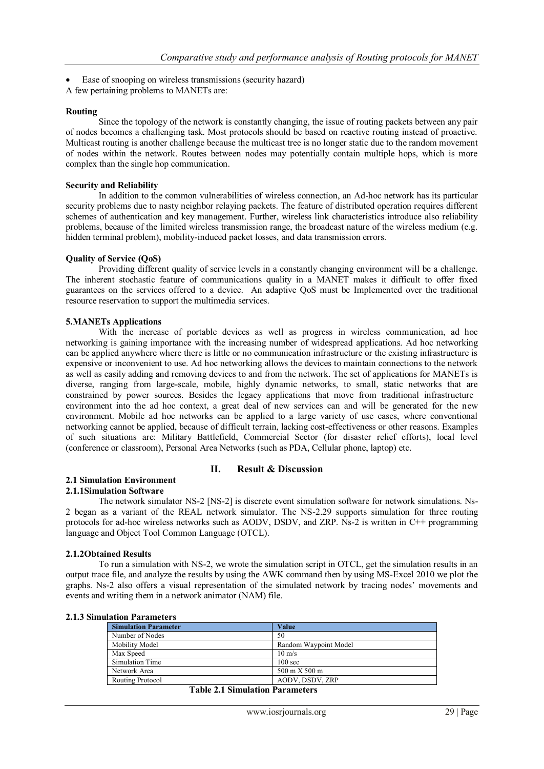- Ease of snooping on wireless transmissions (security hazard)

A few pertaining problems to MANETs are:

**Routing**

Since the topology of the network is constantly changing, the issue of routing packets between any pair of nodes becomes a challenging task. Most protocols should be based on reactive routing instead of proactive. Multicast routing is another challenge because the multicast tree is no longer static due to the random movement of nodes within the network. Routes between nodes may potentially contain multiple hops, which is more complex than the single hop communication.

**Security and Reliability**

In addition to the common vulnerabilities of wireless connection, an Ad-hoc network has its particular security problems due to nasty neighbor relaying packets. The feature of distributed operation requires different schemes of authentication and key management. Further, wireless link characteristics introduce also reliability problems, because of the limited wireless transmission range, the broadcast nature of the wireless medium (e.g. hidden terminal problem), mobility-induced packet losses, and data transmission errors.

**Quality of Service (QoS)**

Providing different quality of service levels in a constantly changing environment will be a challenge. The inherent stochastic feature of communications quality in a MANET makes it difficult to offer fixed guarantees on the services offered to a device. An adaptive QoS must be Implemented over the traditional resource reservation to support the multimedia services.

**5.MANETs Applications**

With the increase of portable devices as well as progress in wireless communication, ad hoc networking is gaining importance with the increasing number of widespread applications. Ad hoc networking can be applied anywhere where there is little or no communication infrastructure or the existing infrastructure is expensive or inconvenient to use. Ad hoc networking allows the devices to maintain connections to the network as well as easily adding and removing devices to and from the network. The set of applications for MANETs is diverse, ranging from large-scale, mobile, highly dynamic networks, to small, static networks that are constrained by power sources. Besides the legacy applications that move from traditional infrastructure environment into the ad hoc context, a great deal of new services can and will be generated for the new environment. Mobile ad hoc networks can be applied to a large variety of use cases, where conventional networking cannot be applied, because of difficult terrain, lacking cost-effectiveness or other reasons. Examples of such situations are: Military Battlefield, Commercial Sector (for disaster relief efforts), local level (conference or classroom), Personal Area Networks (such as PDA, Cellular phone, laptop) etc.

## II. Result & Discussion

### 2.1 Simulation Environment

#### 2.1.1Simulation Software

The network simulator NS-2 [NS-2] is discrete event simulation software for network simulations. Ns-2 began as a variant of the REAL network simulator. The NS-2.29 supports simulation for three routing protocols for ad-hoc wireless networks such as AODV, DSDV, and ZRP. Ns-2 is written in C++ programming language and Object Tool Common Language (OTCL).

#### 2.1.2Obtained Results

To run a simulation with NS-2, we wrote the simulation script in OTCL, get the simulation results in an output trace file, and analyze the results by using the AWK command then by using MS-Excel 2010 we plot the graphs. Ns-2 also offers a visual representation of the simulated network by tracing nodes' movements and events and writing them in a network animator (NAM) file.

#### 2.1.3 Simulation Parameters

| Simulation Parameter | Value |
|---|---|
| Number of Nodes | 50 |
| Mobility Model | Random Waypoint Model |
| Max Speed | 10 m/s |
| Simulation Time | 100 sec |
| Network Area | 500 m X 500 m |
| Routing Protocol | AODV, DSDV, ZRP |

**Table 2.1 Simulation Parameters**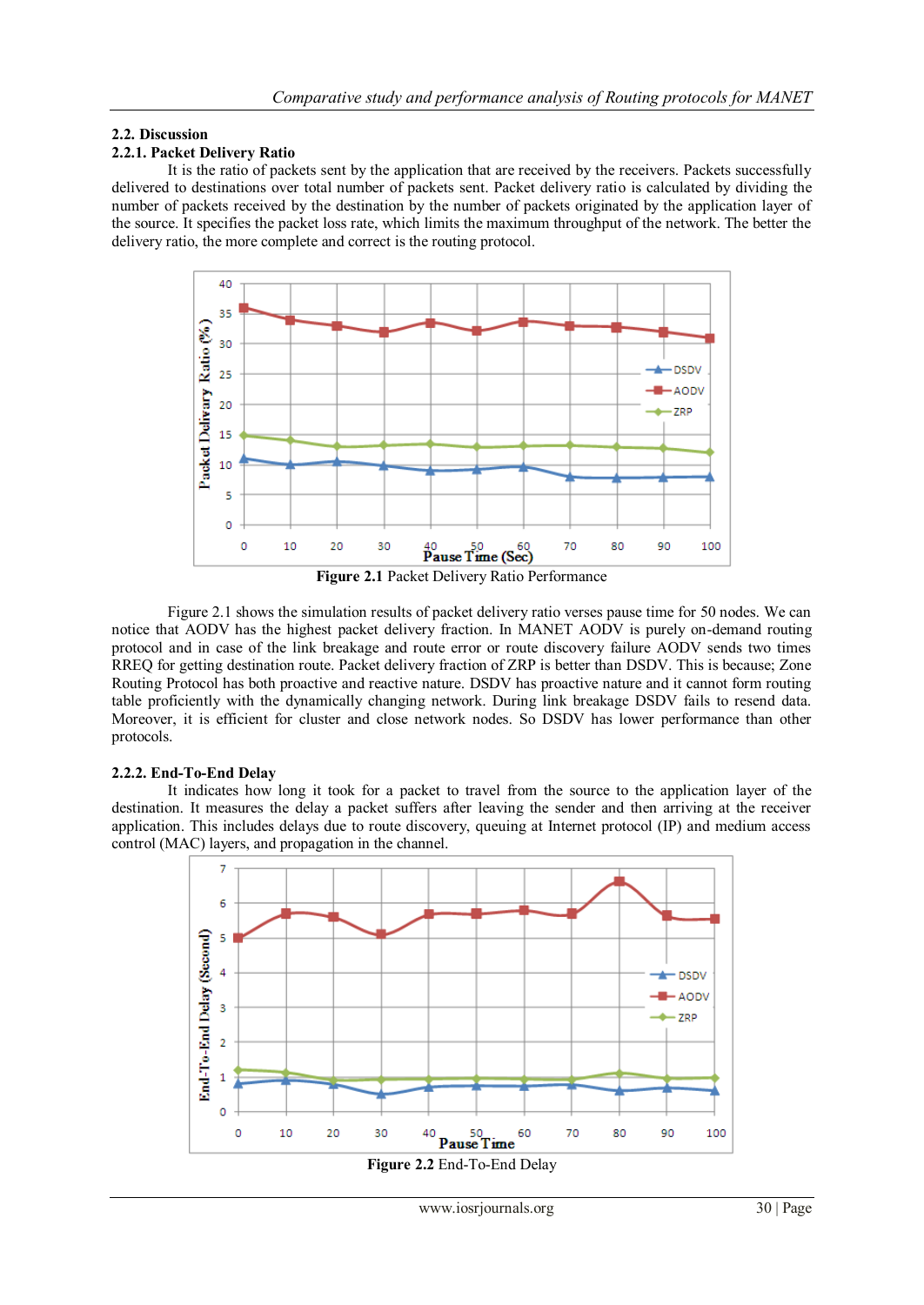### 2.2. Discussion

#### 2.2.1. Packet Delivery Ratio

It is the ratio of packets sent by the application that are received by the receivers. Packets successfully delivered to destinations over total number of packets sent. Packet delivery ratio is calculated by dividing the number of packets received by the destination by the number of packets originated by the application layer of the source. It specifies the packet loss rate, which limits the maximum throughput of the network. The better the delivery ratio, the more complete and correct is the routing protocol.

**Figure 2.1** Packet Delivery Ratio Performance

Figure 2.1 shows the simulation results of packet delivery ratio verses pause time for 50 nodes. We can notice that AODV has the highest packet delivery fraction. In MANET AODV is purely on-demand routing protocol and in case of the link breakage and route error or route discovery failure AODV sends two times RREQ for getting destination route. Packet delivery fraction of ZRP is better than DSDV. This is because; Zone Routing Protocol has both proactive and reactive nature. DSDV has proactive nature and it cannot form routing table proficiently with the dynamically changing network. During link breakage DSDV fails to resend data. Moreover, it is efficient for cluster and close network nodes. So DSDV has lower performance than other protocols.

#### 2.2.2. End-To-End Delay

It indicates how long it took for a packet to travel from the source to the application layer of the destination. It measures the delay a packet suffers after leaving the sender and then arriving at the receiver application. This includes delays due to route discovery, queuing at Internet protocol (IP) and medium access control (MAC) layers, and propagation in the channel.

**Figure 2.2** End-To-End Delay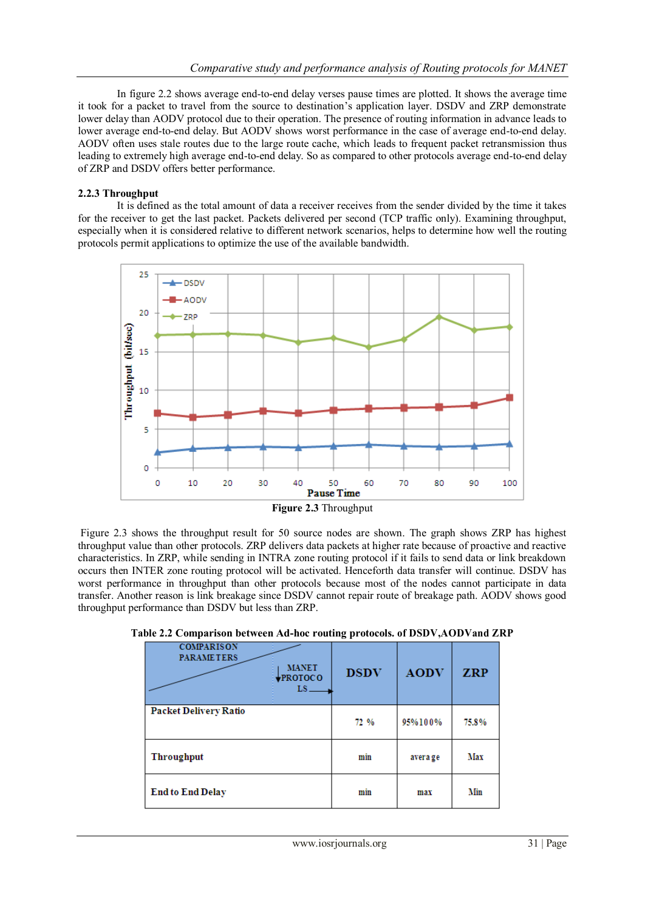In figure 2.2 shows average end-to-end delay verses pause times are plotted. It shows the average time it took for a packet to travel from the source to destination's application layer. DSDV and ZRP demonstrate lower delay than AODV protocol due to their operation. The presence of routing information in advance leads to lower average end-to-end delay. But AODV shows worst performance in the case of average end-to-end delay. AODV often uses stale routes due to the large route cache, which leads to frequent packet retransmission thus leading to extremely high average end-to-end delay. So as compared to other protocols average end-to-end delay of ZRP and DSDV offers better performance.

### 2.2.3 Throughput

It is defined as the total amount of data a receiver receives from the sender divided by the time it takes for the receiver to get the last packet. Packets delivered per second (TCP traffic only). Examining throughput, especially when it is considered relative to different network scenarios, helps to determine how well the routing protocols permit applications to optimize the use of the available bandwidth.

**Figure 2.3** Throughput

Figure 2.3 shows the throughput result for 50 source nodes are shown. The graph shows ZRP has highest throughput value than other protocols. ZRP delivers data packets at higher rate because of proactive and reactive characteristics. In ZRP, while sending in INTRA zone routing protocol if it fails to send data or link breakdown occurs then INTER zone routing protocol will be activated. Henceforth data transfer will continue. DSDV has worst performance in throughput than other protocols because most of the nodes cannot participate in data transfer. Another reason is link breakage since DSDV cannot repair route of breakage path. AODV shows good throughput performance than DSDV but less than ZRP.

**Table 2.2 Comparison between Ad-hoc routing protocols. of DSDV,AODVand ZRP**

| COMPARISON PARAMETERS / MANET PROTOCOLS | DSDV | AODV | ZRP |
|---|---|---|---|
| Packet Delivery Ratio | 72 % | 95%100% | 75.8% |
| Throughput | min | average | Max |
| End to End Delay | min | max | Min |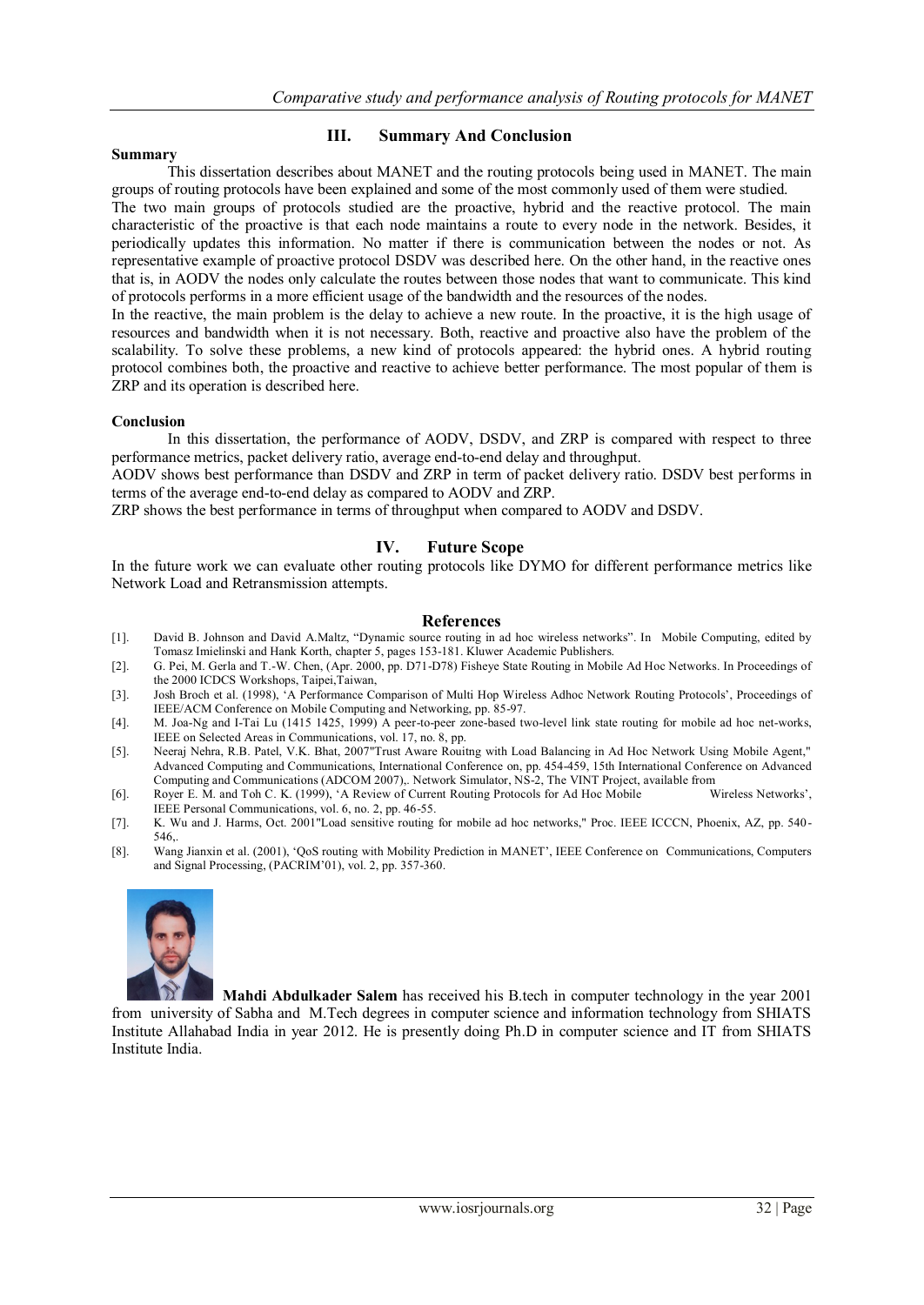## III. Summary And Conclusion

**Summary**

This dissertation describes about MANET and the routing protocols being used in MANET. The main groups of routing protocols have been explained and some of the most commonly used of them were studied. The two main groups of protocols studied are the proactive, hybrid and the reactive protocol. The main characteristic of the proactive is that each node maintains a route to every node in the network. Besides, it periodically updates this information. No matter if there is communication between the nodes or not. As representative example of proactive protocol DSDV was described here. On the other hand, in the reactive ones that is, in AODV the nodes only calculate the routes between those nodes that want to communicate. This kind of protocols performs in a more efficient usage of the bandwidth and the resources of the nodes.

In the reactive, the main problem is the delay to achieve a new route. In the proactive, it is the high usage of resources and bandwidth when it is not necessary. Both, reactive and proactive also have the problem of the scalability. To solve these problems, a new kind of protocols appeared: the hybrid ones. A hybrid routing protocol combines both, the proactive and reactive to achieve better performance. The most popular of them is ZRP and its operation is described here.

**Conclusion**

In this dissertation, the performance of AODV, DSDV, and ZRP is compared with respect to three performance metrics, packet delivery ratio, average end-to-end delay and throughput.

AODV shows best performance than DSDV and ZRP in term of packet delivery ratio. DSDV best performs in terms of the average end-to-end delay as compared to AODV and ZRP.

ZRP shows the best performance in terms of throughput when compared to AODV and DSDV.

## IV. Future Scope

In the future work we can evaluate other routing protocols like DYMO for different performance metrics like Network Load and Retransmission attempts.

## References

[1]. David B. Johnson and David A.Maltz, "Dynamic source routing in ad hoc wireless networks". In Mobile Computing, edited by Tomasz Imielinski and Hank Korth, chapter 5, pages 153-181. Kluwer Academic Publishers.

[2]. G. Pei, M. Gerla and T.-W. Chen, (Apr. 2000, pp. D71-D78) Fisheye State Routing in Mobile Ad Hoc Networks. In Proceedings of the 2000 ICDCS Workshops, Taipei,Taiwan,

[3]. Josh Broch et al. (1998), 'A Performance Comparison of Multi Hop Wireless Adhoc Network Routing Protocols', Proceedings of IEEE/ACM Conference on Mobile Computing and Networking, pp. 85-97.

[4]. M. Joa-Ng and I-Tai Lu (1415 1425, 1999) A peer-to-peer zone-based two-level link state routing for mobile ad hoc net-works, IEEE on Selected Areas in Communications, vol. 17, no. 8, pp.

[5]. Neeraj Nehra, R.B. Patel, V.K. Bhat, 2007"Trust Aware Rouitng with Load Balancing in Ad Hoc Network Using Mobile Agent," Advanced Computing and Communications, International Conference on, pp. 454-459, 15th International Conference on Advanced Computing and Communications (ADCOM 2007),. Network Simulator, NS-2, The VINT Project, available from

[6]. Royer E. M. and Toh C. K. (1999), 'A Review of Current Routing Protocols for Ad Hoc Mobile Wireless Networks', IEEE Personal Communications, vol. 6, no. 2, pp. 46-55.

[7]. K. Wu and J. Harms, Oct. 2001"Load sensitive routing for mobile ad hoc networks," Proc. IEEE ICCCN, Phoenix, AZ, pp. 540-546,.

[8]. Wang Jianxin et al. (2001), 'QoS routing with Mobility Prediction in MANET', IEEE Conference on Communications, Computers and Signal Processing, (PACRIM'01), vol. 2, pp. 357-360.

**Mahdi Abdulkader Salem** has received his B.tech in computer technology in the year 2001 from university of Sabha and M.Tech degrees in computer science and information technology from SHIATS Institute Allahabad India in year 2012. He is presently doing Ph.D in computer science and IT from SHIATS Institute India.